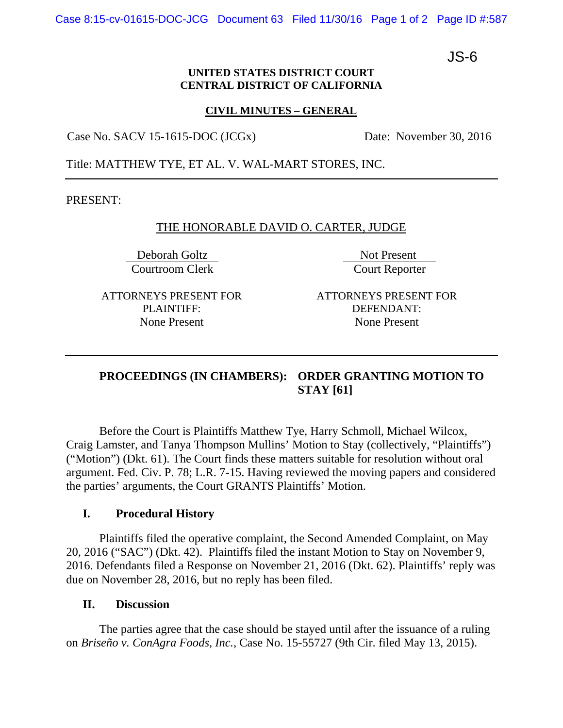JS-6

**UNITED STATES DISTRICT COURT**
**CENTRAL DISTRICT OF CALIFORNIA**

**CIVIL MINUTES – GENERAL**

Case No. SACV 15-1615-DOC (JCGx) Date: November 30, 2016

Title: MATTHEW TYE, ET AL. V. WAL-MART STORES, INC.

---

PRESENT:

THE HONORABLE DAVID O. CARTER, JUDGE

| Deborah Goltz | Not Present |
|---|---|
| Courtroom Clerk | Court Reporter |

| ATTORNEYS PRESENT FOR PLAINTIFF: | ATTORNEYS PRESENT FOR DEFENDANT: |
|---|---|
| None Present | None Present |

---

**PROCEEDINGS (IN CHAMBERS): ORDER GRANTING MOTION TO STAY [61]**

Before the Court is Plaintiffs Matthew Tye, Harry Schmoll, Michael Wilcox, Craig Lamster, and Tanya Thompson Mullins' Motion to Stay (collectively, "Plaintiffs") ("Motion") (Dkt. 61). The Court finds these matters suitable for resolution without oral argument. Fed. Civ. P. 78; L.R. 7-15. Having reviewed the moving papers and considered the parties' arguments, the Court GRANTS Plaintiffs' Motion.

## I. Procedural History

Plaintiffs filed the operative complaint, the Second Amended Complaint, on May 20, 2016 ("SAC") (Dkt. 42). Plaintiffs filed the instant Motion to Stay on November 9, 2016. Defendants filed a Response on November 21, 2016 (Dkt. 62). Plaintiffs' reply was due on November 28, 2016, but no reply has been filed.

## II. Discussion

The parties agree that the case should be stayed until after the issuance of a ruling on *Briseño v. ConAgra Foods, Inc.*, Case No. 15-55727 (9th Cir. filed May 13, 2015).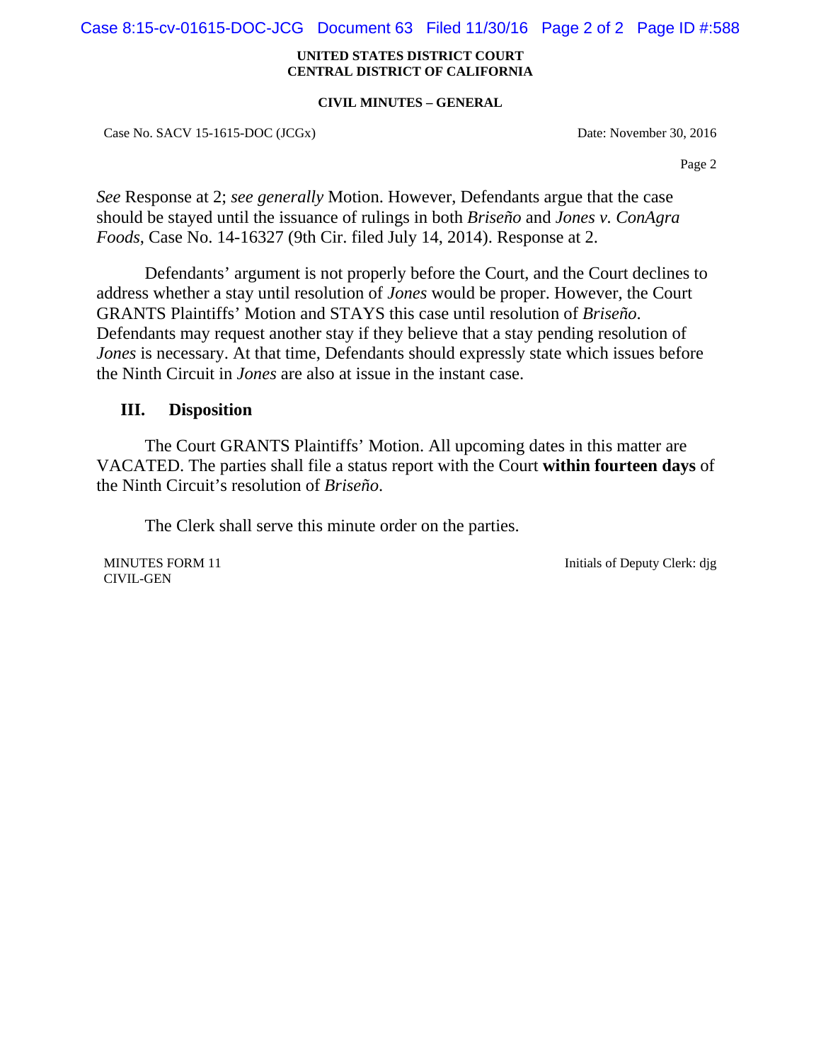**UNITED STATES DISTRICT COURT**
**CENTRAL DISTRICT OF CALIFORNIA**

**CIVIL MINUTES – GENERAL**

Case No. SACV 15-1615-DOC (JCGx) Date: November 30, 2016

*See* Response at 2; *see generally* Motion. However, Defendants argue that the case should be stayed until the issuance of rulings in both *Briseño* and *Jones v. ConAgra Foods*, Case No. 14-16327 (9th Cir. filed July 14, 2014). Response at 2.

Defendants' argument is not properly before the Court, and the Court declines to address whether a stay until resolution of *Jones* would be proper. However, the Court GRANTS Plaintiffs' Motion and STAYS this case until resolution of *Briseño*. Defendants may request another stay if they believe that a stay pending resolution of *Jones* is necessary. At that time, Defendants should expressly state which issues before the Ninth Circuit in *Jones* are also at issue in the instant case.

## III. Disposition

The Court GRANTS Plaintiffs' Motion. All upcoming dates in this matter are VACATED. The parties shall file a status report with the Court **within fourteen days** of the Ninth Circuit's resolution of *Briseño*.

The Clerk shall serve this minute order on the parties.

MINUTES FORM 11
CIVIL-GEN

Initials of Deputy Clerk: djg